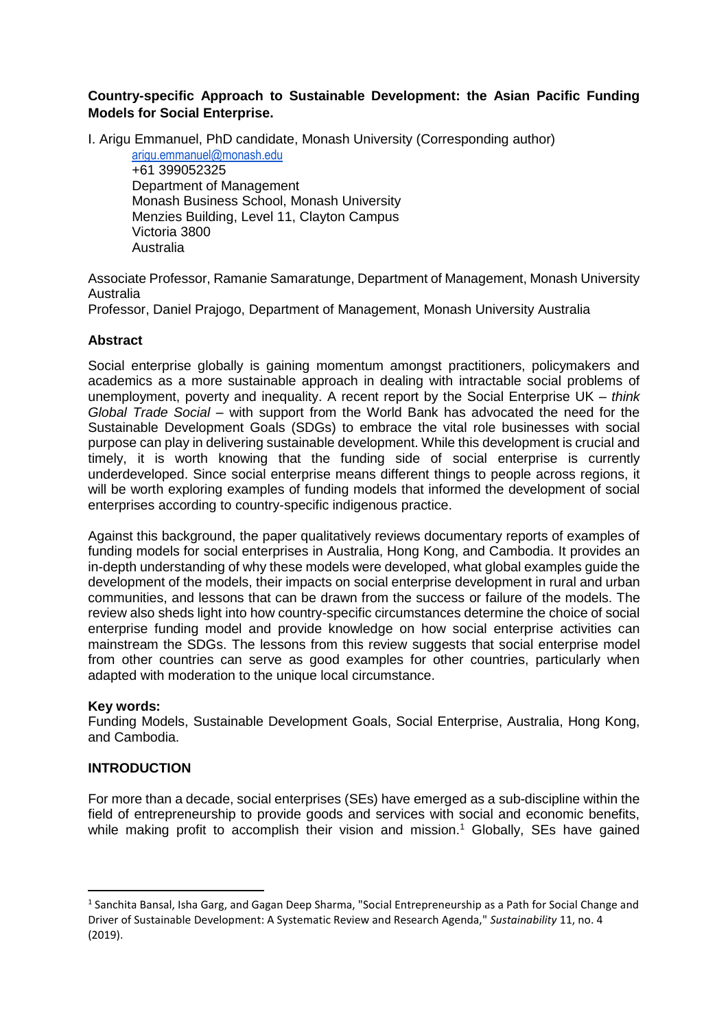**Country-specific Approach to Sustainable Development: the Asian Pacific Funding Models for Social Enterprise.**

I. Arigu Emmanuel, PhD candidate, Monash University (Corresponding author)
arigu.emmanuel@monash.edu
+61 399052325
Department of Management
Monash Business School, Monash University
Menzies Building, Level 11, Clayton Campus
Victoria 3800
Australia

Associate Professor, Ramanie Samaratunge, Department of Management, Monash University Australia

Professor, Daniel Prajogo, Department of Management, Monash University Australia

## Abstract

Social enterprise globally is gaining momentum amongst practitioners, policymakers and academics as a more sustainable approach in dealing with intractable social problems of unemployment, poverty and inequality. A recent report by the Social Enterprise UK – *think Global Trade Social* – with support from the World Bank has advocated the need for the Sustainable Development Goals (SDGs) to embrace the vital role businesses with social purpose can play in delivering sustainable development. While this development is crucial and timely, it is worth knowing that the funding side of social enterprise is currently underdeveloped. Since social enterprise means different things to people across regions, it will be worth exploring examples of funding models that informed the development of social enterprises according to country-specific indigenous practice.

Against this background, the paper qualitatively reviews documentary reports of examples of funding models for social enterprises in Australia, Hong Kong, and Cambodia. It provides an in-depth understanding of why these models were developed, what global examples guide the development of the models, their impacts on social enterprise development in rural and urban communities, and lessons that can be drawn from the success or failure of the models. The review also sheds light into how country-specific circumstances determine the choice of social enterprise funding model and provide knowledge on how social enterprise activities can mainstream the SDGs. The lessons from this review suggests that social enterprise model from other countries can serve as good examples for other countries, particularly when adapted with moderation to the unique local circumstance.

**Key words:**
Funding Models, Sustainable Development Goals, Social Enterprise, Australia, Hong Kong, and Cambodia.

## INTRODUCTION

For more than a decade, social enterprises (SEs) have emerged as a sub-discipline within the field of entrepreneurship to provide goods and services with social and economic benefits, while making profit to accomplish their vision and mission.[1] Globally, SEs have gained

[1] Sanchita Bansal, Isha Garg, and Gagan Deep Sharma, "Social Entrepreneurship as a Path for Social Change and Driver of Sustainable Development: A Systematic Review and Research Agenda," *Sustainability* 11, no. 4 (2019).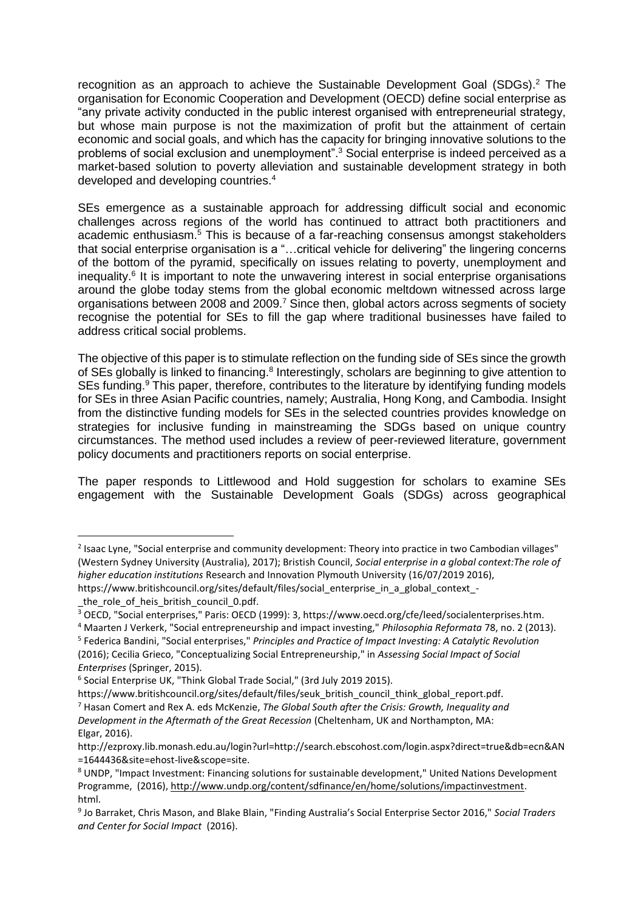recognition as an approach to achieve the Sustainable Development Goal (SDGs).[2] The organisation for Economic Cooperation and Development (OECD) define social enterprise as "any private activity conducted in the public interest organised with entrepreneurial strategy, but whose main purpose is not the maximization of profit but the attainment of certain economic and social goals, and which has the capacity for bringing innovative solutions to the problems of social exclusion and unemployment".[3] Social enterprise is indeed perceived as a market-based solution to poverty alleviation and sustainable development strategy in both developed and developing countries.[4]

SEs emergence as a sustainable approach for addressing difficult social and economic challenges across regions of the world has continued to attract both practitioners and academic enthusiasm.[5] This is because of a far-reaching consensus amongst stakeholders that social enterprise organisation is a "…critical vehicle for delivering" the lingering concerns of the bottom of the pyramid, specifically on issues relating to poverty, unemployment and inequality.[6] It is important to note the unwavering interest in social enterprise organisations around the globe today stems from the global economic meltdown witnessed across large organisations between 2008 and 2009.[7] Since then, global actors across segments of society recognise the potential for SEs to fill the gap where traditional businesses have failed to address critical social problems.

The objective of this paper is to stimulate reflection on the funding side of SEs since the growth of SEs globally is linked to financing.[8] Interestingly, scholars are beginning to give attention to SEs funding.[9] This paper, therefore, contributes to the literature by identifying funding models for SEs in three Asian Pacific countries, namely; Australia, Hong Kong, and Cambodia. Insight from the distinctive funding models for SEs in the selected countries provides knowledge on strategies for inclusive funding in mainstreaming the SDGs based on unique country circumstances. The method used includes a review of peer-reviewed literature, government policy documents and practitioners reports on social enterprise.

The paper responds to Littlewood and Hold suggestion for scholars to examine SEs engagement with the Sustainable Development Goals (SDGs) across geographical

---

[2] Isaac Lyne, "Social enterprise and community development: Theory into practice in two Cambodian villages" (Western Sydney University (Australia), 2017); Bristish Council, *Social enterprise in a global context:The role of higher education institutions* Research and Innovation Plymouth University (16/07/2019 2016), https://www.britishcouncil.org/sites/default/files/social_enterprise_in_a_global_context_-_the_role_of_heis_british_council_0.pdf.

[3] OECD, "Social enterprises," Paris: OECD (1999): 3, https://www.oecd.org/cfe/leed/socialenterprises.htm.

[4] Maarten J Verkerk, "Social entrepreneurship and impact investing," *Philosophia Reformata* 78, no. 2 (2013).

[5] Federica Bandini, "Social enterprises," *Principles and Practice of Impact Investing: A Catalytic Revolution* (2016); Cecilia Grieco, "Conceptualizing Social Entrepreneurship," in *Assessing Social Impact of Social Enterprises* (Springer, 2015).

[6] Social Enterprise UK, "Think Global Trade Social," (3rd July 2019 2015). https://www.britishcouncil.org/sites/default/files/seuk_british_council_think_global_report.pdf.

[7] Hasan Comert and Rex A. eds McKenzie, *The Global South after the Crisis: Growth, Inequality and Development in the Aftermath of the Great Recession* (Cheltenham, UK and Northampton, MA: Elgar, 2016). http://ezproxy.lib.monash.edu.au/login?url=http://search.ebscohost.com/login.aspx?direct=true&db=ecn&AN=1644436&site=ehost-live&scope=site.

[8] UNDP, "Impact Investment: Financing solutions for sustainable development," United Nations Development Programme, (2016), http://www.undp.org/content/sdfinance/en/home/solutions/impactinvestment.html.

[9] Jo Barraket, Chris Mason, and Blake Blain, "Finding Australia's Social Enterprise Sector 2016," *Social Traders and Center for Social Impact* (2016).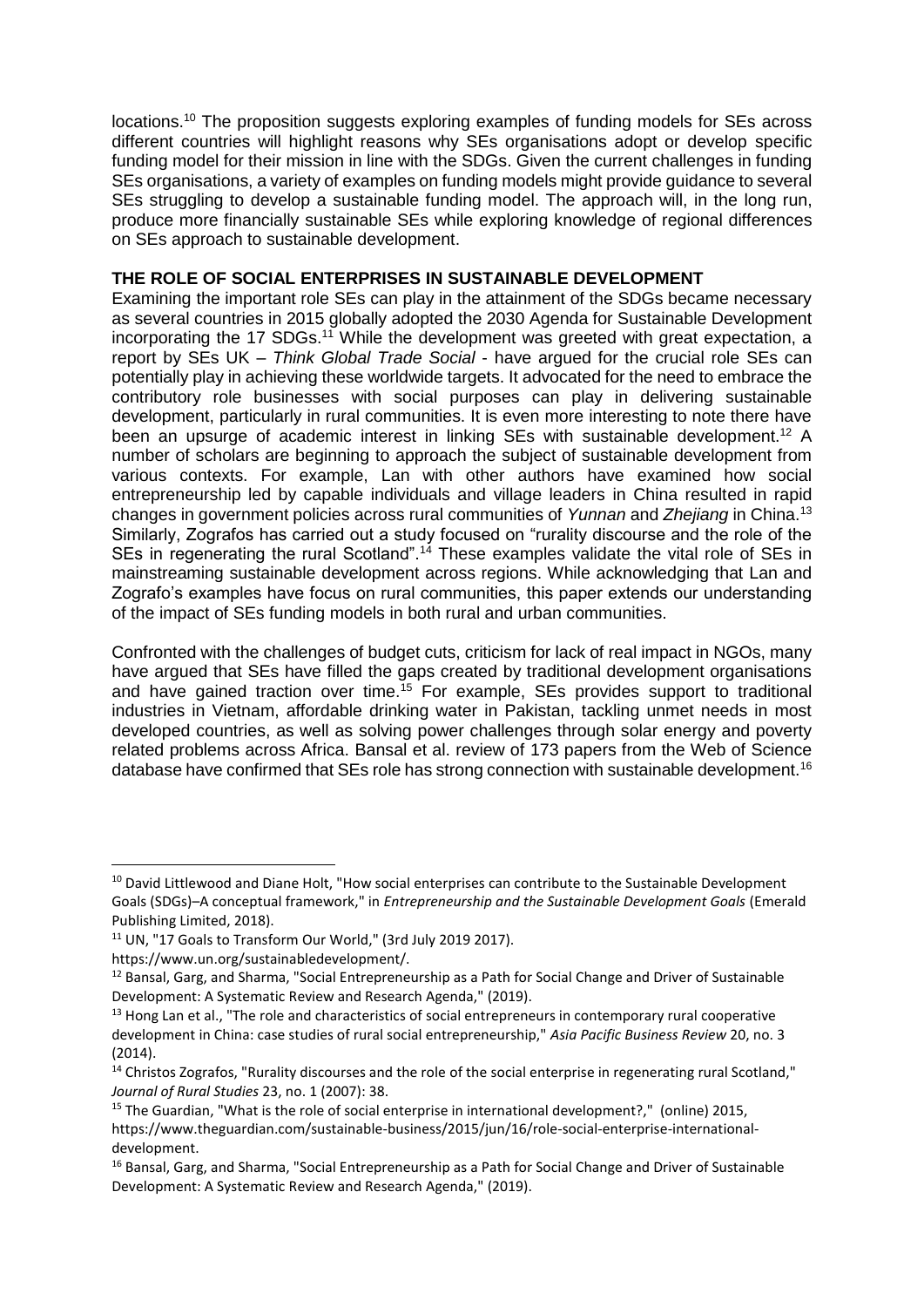locations.[10] The proposition suggests exploring examples of funding models for SEs across different countries will highlight reasons why SEs organisations adopt or develop specific funding model for their mission in line with the SDGs. Given the current challenges in funding SEs organisations, a variety of examples on funding models might provide guidance to several SEs struggling to develop a sustainable funding model. The approach will, in the long run, produce more financially sustainable SEs while exploring knowledge of regional differences on SEs approach to sustainable development.

## THE ROLE OF SOCIAL ENTERPRISES IN SUSTAINABLE DEVELOPMENT

Examining the important role SEs can play in the attainment of the SDGs became necessary as several countries in 2015 globally adopted the 2030 Agenda for Sustainable Development incorporating the 17 SDGs.[11] While the development was greeted with great expectation, a report by SEs UK – *Think Global Trade Social* - have argued for the crucial role SEs can potentially play in achieving these worldwide targets. It advocated for the need to embrace the contributory role businesses with social purposes can play in delivering sustainable development, particularly in rural communities. It is even more interesting to note there have been an upsurge of academic interest in linking SEs with sustainable development.[12] A number of scholars are beginning to approach the subject of sustainable development from various contexts. For example, Lan with other authors have examined how social entrepreneurship led by capable individuals and village leaders in China resulted in rapid changes in government policies across rural communities of *Yunnan* and *Zhejiang* in China.[13] Similarly, Zografos has carried out a study focused on "rurality discourse and the role of the SEs in regenerating the rural Scotland".[14] These examples validate the vital role of SEs in mainstreaming sustainable development across regions. While acknowledging that Lan and Zografo's examples have focus on rural communities, this paper extends our understanding of the impact of SEs funding models in both rural and urban communities.

Confronted with the challenges of budget cuts, criticism for lack of real impact in NGOs, many have argued that SEs have filled the gaps created by traditional development organisations and have gained traction over time.[15] For example, SEs provides support to traditional industries in Vietnam, affordable drinking water in Pakistan, tackling unmet needs in most developed countries, as well as solving power challenges through solar energy and poverty related problems across Africa. Bansal et al. review of 173 papers from the Web of Science database have confirmed that SEs role has strong connection with sustainable development.[16]

---

[10] David Littlewood and Diane Holt, "How social enterprises can contribute to the Sustainable Development Goals (SDGs)–A conceptual framework," in *Entrepreneurship and the Sustainable Development Goals* (Emerald Publishing Limited, 2018).

[11] UN, "17 Goals to Transform Our World," (3rd July 2019 2017). https://www.un.org/sustainabledevelopment/.

[12] Bansal, Garg, and Sharma, "Social Entrepreneurship as a Path for Social Change and Driver of Sustainable Development: A Systematic Review and Research Agenda," (2019).

[13] Hong Lan et al., "The role and characteristics of social entrepreneurs in contemporary rural cooperative development in China: case studies of rural social entrepreneurship," *Asia Pacific Business Review* 20, no. 3 (2014).

[14] Christos Zografos, "Rurality discourses and the role of the social enterprise in regenerating rural Scotland," *Journal of Rural Studies* 23, no. 1 (2007): 38.

[15] The Guardian, "What is the role of social enterprise in international development?," (online) 2015, https://www.theguardian.com/sustainable-business/2015/jun/16/role-social-enterprise-international-development.

[16] Bansal, Garg, and Sharma, "Social Entrepreneurship as a Path for Social Change and Driver of Sustainable Development: A Systematic Review and Research Agenda," (2019).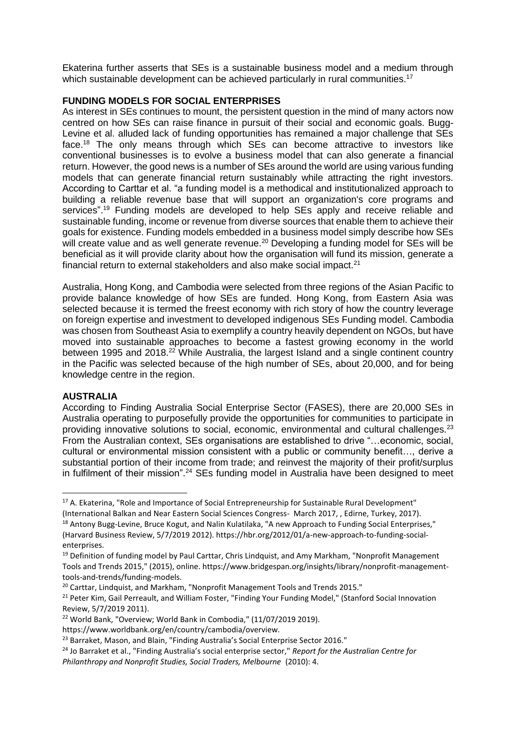Ekaterina further asserts that SEs is a sustainable business model and a medium through which sustainable development can be achieved particularly in rural communities.[17]

## FUNDING MODELS FOR SOCIAL ENTERPRISES

As interest in SEs continues to mount, the persistent question in the mind of many actors now centred on how SEs can raise finance in pursuit of their social and economic goals. Bugg-Levine et al. alluded lack of funding opportunities has remained a major challenge that SEs face.[18] The only means through which SEs can become attractive to investors like conventional businesses is to evolve a business model that can also generate a financial return. However, the good news is a number of SEs around the world are using various funding models that can generate financial return sustainably while attracting the right investors. According to Carttar et al. "a funding model is a methodical and institutionalized approach to building a reliable revenue base that will support an organization's core programs and services".[19] Funding models are developed to help SEs apply and receive reliable and sustainable funding, income or revenue from diverse sources that enable them to achieve their goals for existence. Funding models embedded in a business model simply describe how SEs will create value and as well generate revenue.[20] Developing a funding model for SEs will be beneficial as it will provide clarity about how the organisation will fund its mission, generate a financial return to external stakeholders and also make social impact.[21]

Australia, Hong Kong, and Cambodia were selected from three regions of the Asian Pacific to provide balance knowledge of how SEs are funded. Hong Kong, from Eastern Asia was selected because it is termed the freest economy with rich story of how the country leverage on foreign expertise and investment to developed indigenous SEs Funding model. Cambodia was chosen from Southeast Asia to exemplify a country heavily dependent on NGOs, but have moved into sustainable approaches to become a fastest growing economy in the world between 1995 and 2018.[22] While Australia, the largest Island and a single continent country in the Pacific was selected because of the high number of SEs, about 20,000, and for being knowledge centre in the region.

## AUSTRALIA

According to Finding Australia Social Enterprise Sector (FASES), there are 20,000 SEs in Australia operating to purposefully provide the opportunities for communities to participate in providing innovative solutions to social, economic, environmental and cultural challenges.[23] From the Australian context, SEs organisations are established to drive "…economic, social, cultural or environmental mission consistent with a public or community benefit…, derive a substantial portion of their income from trade; and reinvest the majority of their profit/surplus in fulfilment of their mission".[24] SEs funding model in Australia have been designed to meet

---

[17] A. Ekaterina, "Role and Importance of Social Entrepreneurship for Sustainable Rural Development" (International Balkan and Near Eastern Social Sciences Congress- March 2017, , Edirne, Turkey, 2017).

[18] Antony Bugg-Levine, Bruce Kogut, and Nalin Kulatilaka, "A new Approach to Funding Social Enterprises," (Harvard Business Review, 5/7/2019 2012). https://hbr.org/2012/01/a-new-approach-to-funding-social-enterprises.

[19] Definition of funding model by Paul Carttar, Chris Lindquist, and Amy Markham, "Nonprofit Management Tools and Trends 2015," (2015), online. https://www.bridgespan.org/insights/library/nonprofit-management-tools-and-trends/funding-models.

[20] Carttar, Lindquist, and Markham, "Nonprofit Management Tools and Trends 2015."

[21] Peter Kim, Gail Perreault, and William Foster, "Finding Your Funding Model," (Stanford Social Innovation Review, 5/7/2019 2011).

[22] World Bank, "Overview; World Bank in Combodia," (11/07/2019 2019). https://www.worldbank.org/en/country/cambodia/overview.

[23] Barraket, Mason, and Blain, "Finding Australia's Social Enterprise Sector 2016."

[24] Jo Barraket et al., "Finding Australia's social enterprise sector," *Report for the Australian Centre for Philanthropy and Nonprofit Studies, Social Traders, Melbourne* (2010): 4.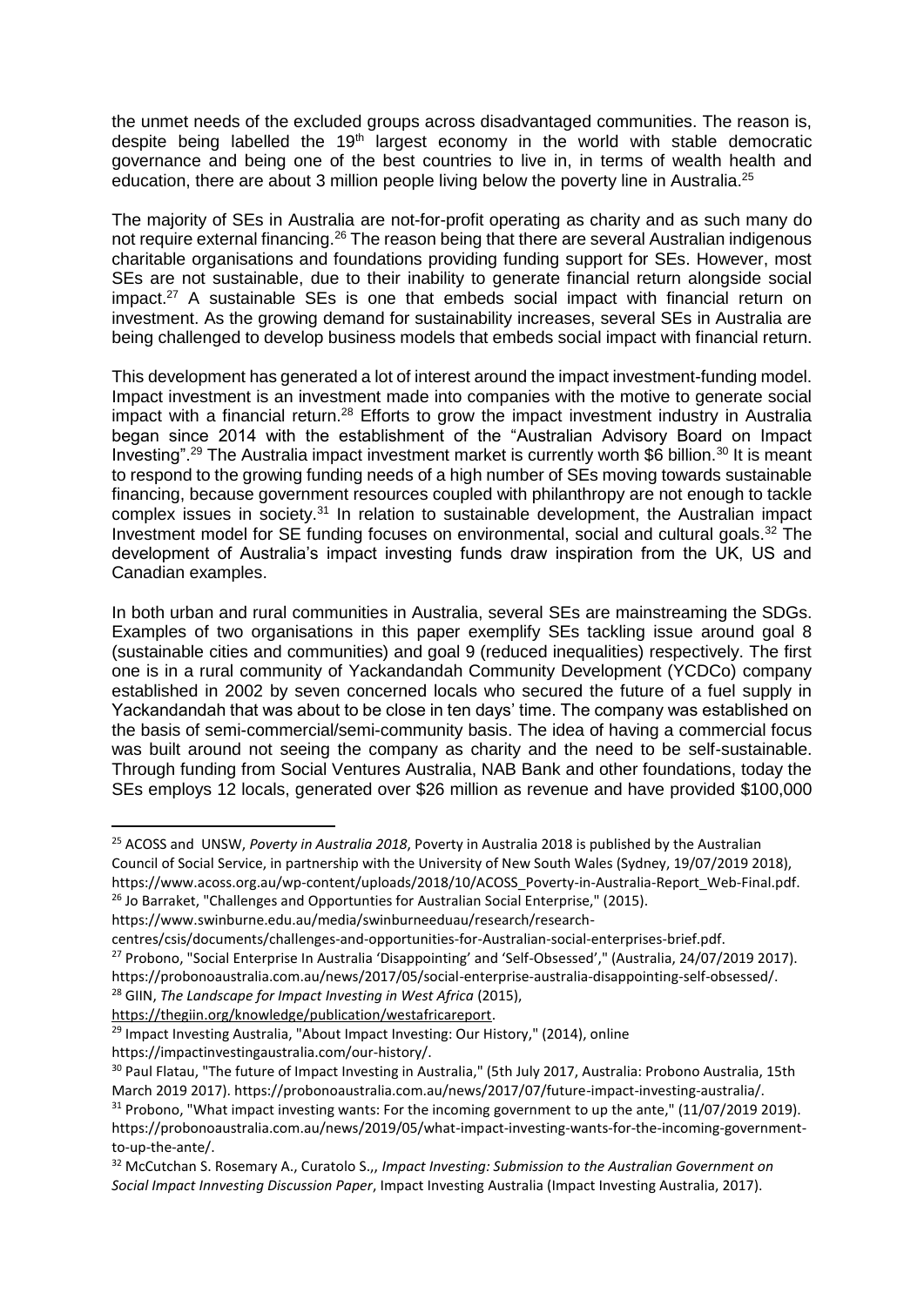the unmet needs of the excluded groups across disadvantaged communities. The reason is, despite being labelled the 19th largest economy in the world with stable democratic governance and being one of the best countries to live in, in terms of wealth health and education, there are about 3 million people living below the poverty line in Australia.[25]

The majority of SEs in Australia are not-for-profit operating as charity and as such many do not require external financing.[26] The reason being that there are several Australian indigenous charitable organisations and foundations providing funding support for SEs. However, most SEs are not sustainable, due to their inability to generate financial return alongside social impact.[27] A sustainable SEs is one that embeds social impact with financial return on investment. As the growing demand for sustainability increases, several SEs in Australia are being challenged to develop business models that embeds social impact with financial return.

This development has generated a lot of interest around the impact investment-funding model. Impact investment is an investment made into companies with the motive to generate social impact with a financial return.[28] Efforts to grow the impact investment industry in Australia began since 2014 with the establishment of the "Australian Advisory Board on Impact Investing".[29] The Australia impact investment market is currently worth $6 billion.[30] It is meant to respond to the growing funding needs of a high number of SEs moving towards sustainable financing, because government resources coupled with philanthropy are not enough to tackle complex issues in society.[31] In relation to sustainable development, the Australian impact Investment model for SE funding focuses on environmental, social and cultural goals.[32] The development of Australia's impact investing funds draw inspiration from the UK, US and Canadian examples.

In both urban and rural communities in Australia, several SEs are mainstreaming the SDGs. Examples of two organisations in this paper exemplify SEs tackling issue around goal 8 (sustainable cities and communities) and goal 9 (reduced inequalities) respectively. The first one is in a rural community of Yackandandah Community Development (YCDCo) company established in 2002 by seven concerned locals who secured the future of a fuel supply in Yackandandah that was about to be close in ten days' time. The company was established on the basis of semi-commercial/semi-community basis. The idea of having a commercial focus was built around not seeing the company as charity and the need to be self-sustainable. Through funding from Social Ventures Australia, NAB Bank and other foundations, today the SEs employs 12 locals, generated over $26 million as revenue and have provided $100,000

---

[25] ACOSS and UNSW, *Poverty in Australia 2018*, Poverty in Australia 2018 is published by the Australian Council of Social Service, in partnership with the University of New South Wales (Sydney, 19/07/2019 2018), https://www.acoss.org.au/wp-content/uploads/2018/10/ACOSS_Poverty-in-Australia-Report_Web-Final.pdf.

[26] Jo Barraket, "Challenges and Opportunties for Australian Social Enterprise," (2015). https://www.swinburne.edu.au/media/swinburneeduau/research/research-centres/csis/documents/challenges-and-opportunities-for-Australian-social-enterprises-brief.pdf.

[27] Probono, "Social Enterprise In Australia 'Disappointing' and 'Self-Obsessed'," (Australia, 24/07/2019 2017). https://probonoaustralia.com.au/news/2017/05/social-enterprise-australia-disappointing-self-obsessed/.

[28] GIIN, *The Landscape for Impact Investing in West Africa* (2015), https://thegiin.org/knowledge/publication/westafricareport.

[29] Impact Investing Australia, "About Impact Investing: Our History," (2014), online https://impactinvestingaustralia.com/our-history/.

[30] Paul Flatau, "The future of Impact Investing in Australia," (5th July 2017, Australia: Probono Australia, 15th March 2019 2017). https://probonoaustralia.com.au/news/2017/07/future-impact-investing-australia/.

[31] Probono, "What impact investing wants: For the incoming government to up the ante," (11/07/2019 2019). https://probonoaustralia.com.au/news/2019/05/what-impact-investing-wants-for-the-incoming-government-to-up-the-ante/.

[32] McCutchan S. Rosemary A., Curatolo S.,, *Impact Investing: Submission to the Australian Government on Social Impact Innvesting Discussion Paper*, Impact Investing Australia (Impact Investing Australia, 2017).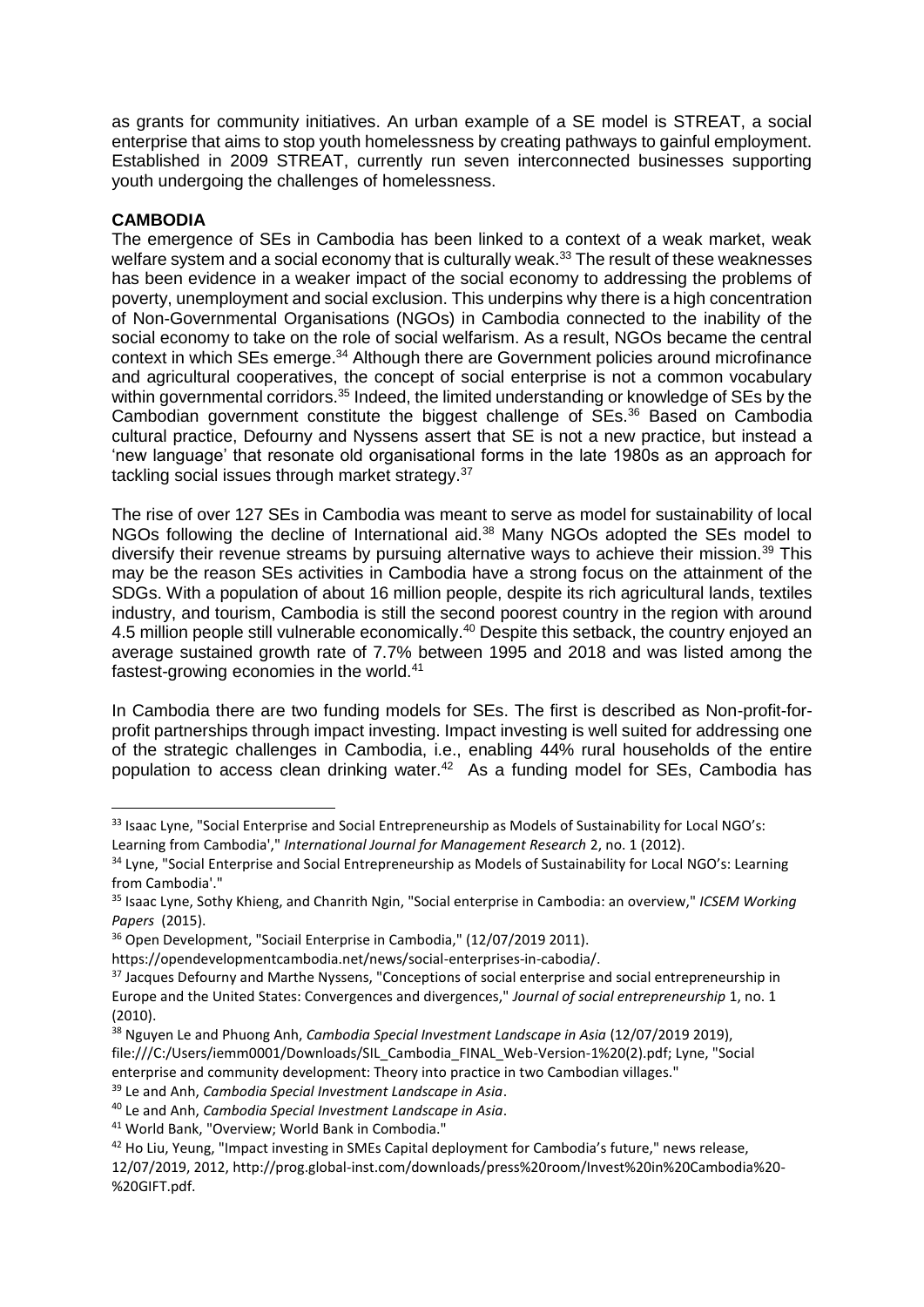as grants for community initiatives. An urban example of a SE model is STREAT, a social enterprise that aims to stop youth homelessness by creating pathways to gainful employment. Established in 2009 STREAT, currently run seven interconnected businesses supporting youth undergoing the challenges of homelessness.

**CAMBODIA**

The emergence of SEs in Cambodia has been linked to a context of a weak market, weak welfare system and a social economy that is culturally weak.[33] The result of these weaknesses has been evidence in a weaker impact of the social economy to addressing the problems of poverty, unemployment and social exclusion. This underpins why there is a high concentration of Non-Governmental Organisations (NGOs) in Cambodia connected to the inability of the social economy to take on the role of social welfarism. As a result, NGOs became the central context in which SEs emerge.[34] Although there are Government policies around microfinance and agricultural cooperatives, the concept of social enterprise is not a common vocabulary within governmental corridors.[35] Indeed, the limited understanding or knowledge of SEs by the Cambodian government constitute the biggest challenge of SEs.[36] Based on Cambodia cultural practice, Defourny and Nyssens assert that SE is not a new practice, but instead a 'new language' that resonate old organisational forms in the late 1980s as an approach for tackling social issues through market strategy.[37]

The rise of over 127 SEs in Cambodia was meant to serve as model for sustainability of local NGOs following the decline of International aid.[38] Many NGOs adopted the SEs model to diversify their revenue streams by pursuing alternative ways to achieve their mission.[39] This may be the reason SEs activities in Cambodia have a strong focus on the attainment of the SDGs. With a population of about 16 million people, despite its rich agricultural lands, textiles industry, and tourism, Cambodia is still the second poorest country in the region with around 4.5 million people still vulnerable economically.[40] Despite this setback, the country enjoyed an average sustained growth rate of 7.7% between 1995 and 2018 and was listed among the fastest-growing economies in the world.[41]

In Cambodia there are two funding models for SEs. The first is described as Non-profit-for-profit partnerships through impact investing. Impact investing is well suited for addressing one of the strategic challenges in Cambodia, i.e., enabling 44% rural households of the entire population to access clean drinking water.[42] As a funding model for SEs, Cambodia has

---

[33] Isaac Lyne, "Social Enterprise and Social Entrepreneurship as Models of Sustainability for Local NGO's: Learning from Cambodia'," *International Journal for Management Research* 2, no. 1 (2012).

[34] Lyne, "Social Enterprise and Social Entrepreneurship as Models of Sustainability for Local NGO's: Learning from Cambodia'."

[35] Isaac Lyne, Sothy Khieng, and Chanrith Ngin, "Social enterprise in Cambodia: an overview," *ICSEM Working Papers* (2015).

[36] Open Development, "Sociail Enterprise in Cambodia," (12/07/2019 2011). https://opendevelopmentcambodia.net/news/social-enterprises-in-cabodia/.

[37] Jacques Defourny and Marthe Nyssens, "Conceptions of social enterprise and social entrepreneurship in Europe and the United States: Convergences and divergences," *Journal of social entrepreneurship* 1, no. 1 (2010).

[38] Nguyen Le and Phuong Anh, *Cambodia Special Investment Landscape in Asia* (12/07/2019 2019), file:///C:/Users/iemm0001/Downloads/SIL_Cambodia_FINAL_Web-Version-1%20(2).pdf; Lyne, "Social enterprise and community development: Theory into practice in two Cambodian villages."

[39] Le and Anh, *Cambodia Special Investment Landscape in Asia*.

[40] Le and Anh, *Cambodia Special Investment Landscape in Asia*.

[41] World Bank, "Overview; World Bank in Combodia."

[42] Ho Liu, Yeung, "Impact investing in SMEs Capital deployment for Cambodia's future," news release, 12/07/2019, 2012, http://prog.global-inst.com/downloads/press%20room/Invest%20in%20Cambodia%20-%20GIFT.pdf.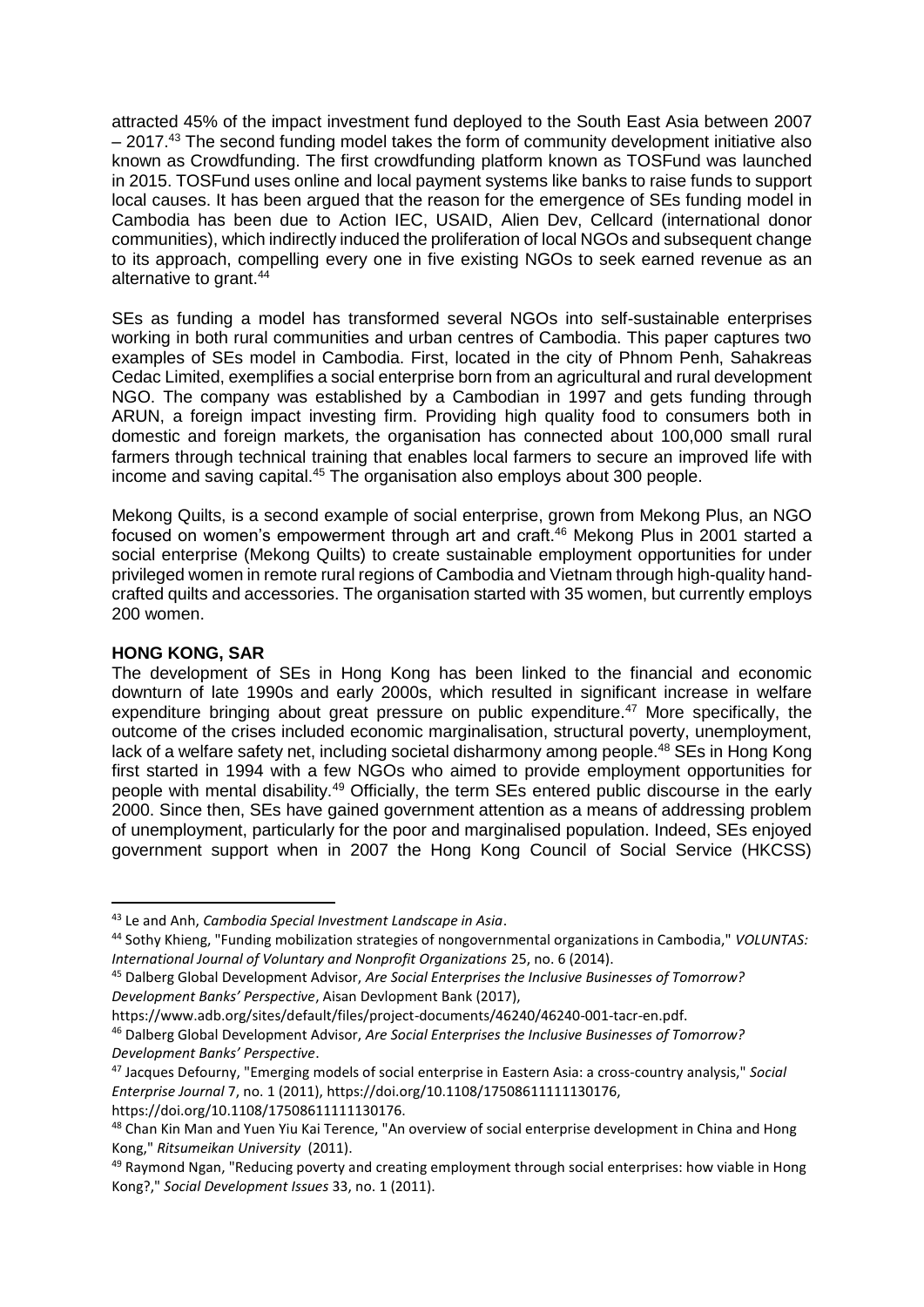attracted 45% of the impact investment fund deployed to the South East Asia between 2007 – 2017.[43] The second funding model takes the form of community development initiative also known as Crowdfunding. The first crowdfunding platform known as TOSFund was launched in 2015. TOSFund uses online and local payment systems like banks to raise funds to support local causes. It has been argued that the reason for the emergence of SEs funding model in Cambodia has been due to Action IEC, USAID, Alien Dev, Cellcard (international donor communities), which indirectly induced the proliferation of local NGOs and subsequent change to its approach, compelling every one in five existing NGOs to seek earned revenue as an alternative to grant.[44]

SEs as funding a model has transformed several NGOs into self-sustainable enterprises working in both rural communities and urban centres of Cambodia. This paper captures two examples of SEs model in Cambodia. First, located in the city of Phnom Penh, Sahakreas Cedac Limited, exemplifies a social enterprise born from an agricultural and rural development NGO. The company was established by a Cambodian in 1997 and gets funding through ARUN, a foreign impact investing firm. Providing high quality food to consumers both in domestic and foreign markets, the organisation has connected about 100,000 small rural farmers through technical training that enables local farmers to secure an improved life with income and saving capital.[45] The organisation also employs about 300 people.

Mekong Quilts, is a second example of social enterprise, grown from Mekong Plus, an NGO focused on women's empowerment through art and craft.[46] Mekong Plus in 2001 started a social enterprise (Mekong Quilts) to create sustainable employment opportunities for under privileged women in remote rural regions of Cambodia and Vietnam through high-quality hand-crafted quilts and accessories. The organisation started with 35 women, but currently employs 200 women.

**HONG KONG, SAR**

The development of SEs in Hong Kong has been linked to the financial and economic downturn of late 1990s and early 2000s, which resulted in significant increase in welfare expenditure bringing about great pressure on public expenditure.[47] More specifically, the outcome of the crises included economic marginalisation, structural poverty, unemployment, lack of a welfare safety net, including societal disharmony among people.[48] SEs in Hong Kong first started in 1994 with a few NGOs who aimed to provide employment opportunities for people with mental disability.[49] Officially, the term SEs entered public discourse in the early 2000. Since then, SEs have gained government attention as a means of addressing problem of unemployment, particularly for the poor and marginalised population. Indeed, SEs enjoyed government support when in 2007 the Hong Kong Council of Social Service (HKCSS)

---

[43] Le and Anh, *Cambodia Special Investment Landscape in Asia*.

[44] Sothy Khieng, "Funding mobilization strategies of nongovernmental organizations in Cambodia," *VOLUNTAS: International Journal of Voluntary and Nonprofit Organizations* 25, no. 6 (2014).

[45] Dalberg Global Development Advisor, *Are Social Enterprises the Inclusive Businesses of Tomorrow? Development Banks' Perspective*, Aisan Devlopment Bank (2017), https://www.adb.org/sites/default/files/project-documents/46240/46240-001-tacr-en.pdf.

[46] Dalberg Global Development Advisor, *Are Social Enterprises the Inclusive Businesses of Tomorrow? Development Banks' Perspective*.

[47] Jacques Defourny, "Emerging models of social enterprise in Eastern Asia: a cross-country analysis," *Social Enterprise Journal* 7, no. 1 (2011), https://doi.org/10.1108/17508611111130176, https://doi.org/10.1108/17508611111130176.

[48] Chan Kin Man and Yuen Yiu Kai Terence, "An overview of social enterprise development in China and Hong Kong," *Ritsumeikan University* (2011).

[49] Raymond Ngan, "Reducing poverty and creating employment through social enterprises: how viable in Hong Kong?," *Social Development Issues* 33, no. 1 (2011).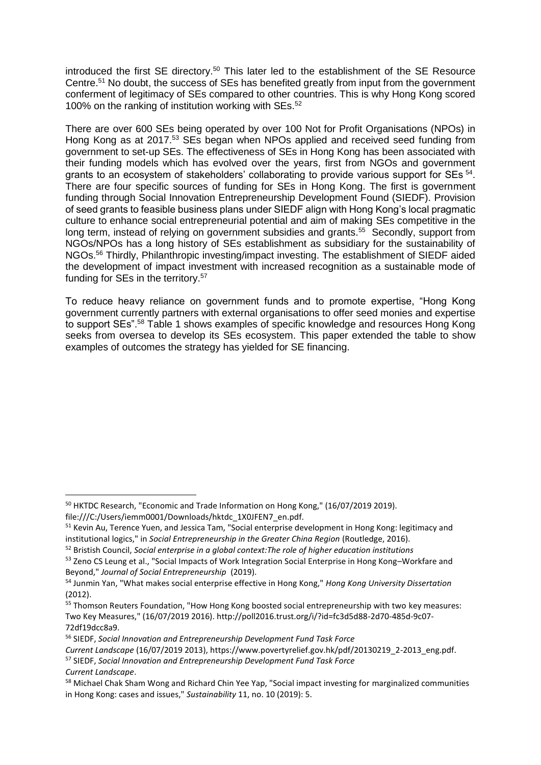introduced the first SE directory.[50] This later led to the establishment of the SE Resource Centre.[51] No doubt, the success of SEs has benefited greatly from input from the government conferment of legitimacy of SEs compared to other countries. This is why Hong Kong scored 100% on the ranking of institution working with SEs.[52]

There are over 600 SEs being operated by over 100 Not for Profit Organisations (NPOs) in Hong Kong as at 2017.[53] SEs began when NPOs applied and received seed funding from government to set-up SEs. The effectiveness of SEs in Hong Kong has been associated with their funding models which has evolved over the years, first from NGOs and government grants to an ecosystem of stakeholders' collaborating to provide various support for SEs [54]. There are four specific sources of funding for SEs in Hong Kong. The first is government funding through Social Innovation Entrepreneurship Development Found (SIEDF). Provision of seed grants to feasible business plans under SIEDF align with Hong Kong's local pragmatic culture to enhance social entrepreneurial potential and aim of making SEs competitive in the long term, instead of relying on government subsidies and grants.[55] Secondly, support from NGOs/NPOs has a long history of SEs establishment as subsidiary for the sustainability of NGOs.[56] Thirdly, Philanthropic investing/impact investing. The establishment of SIEDF aided the development of impact investment with increased recognition as a sustainable mode of funding for SEs in the territory.[57]

To reduce heavy reliance on government funds and to promote expertise, "Hong Kong government currently partners with external organisations to offer seed monies and expertise to support SEs".[58] Table 1 shows examples of specific knowledge and resources Hong Kong seeks from oversea to develop its SEs ecosystem. This paper extended the table to show examples of outcomes the strategy has yielded for SE financing.

---

[50] HKTDC Research, "Economic and Trade Information on Hong Kong," (16/07/2019 2019). file:///C:/Users/iemm0001/Downloads/hktdc_1X0JFEN7_en.pdf.

[51] Kevin Au, Terence Yuen, and Jessica Tam, "Social enterprise development in Hong Kong: legitimacy and institutional logics," in *Social Entrepreneurship in the Greater China Region* (Routledge, 2016).

[52] Bristish Council, *Social enterprise in a global context:The role of higher education institutions*

[53] Zeno CS Leung et al., "Social Impacts of Work Integration Social Enterprise in Hong Kong–Workfare and Beyond," *Journal of Social Entrepreneurship* (2019).

[54] Junmin Yan, "What makes social enterprise effective in Hong Kong," *Hong Kong University Dissertation* (2012).

[55] Thomson Reuters Foundation, "How Hong Kong boosted social entrepreneurship with two key measures: Two Key Measures," (16/07/2019 2016). http://poll2016.trust.org/i/?id=fc3d5d88-2d70-485d-9c07-72df19dcc8a9.

[56] SIEDF, *Social Innovation and Entrepreneurship Development Fund Task Force Current Landscape* (16/07/2019 2013), https://www.povertyrelief.gov.hk/pdf/20130219_2-2013_eng.pdf.

[57] SIEDF, *Social Innovation and Entrepreneurship Development Fund Task Force Current Landscape*.

[58] Michael Chak Sham Wong and Richard Chin Yee Yap, "Social impact investing for marginalized communities in Hong Kong: cases and issues," *Sustainability* 11, no. 10 (2019): 5.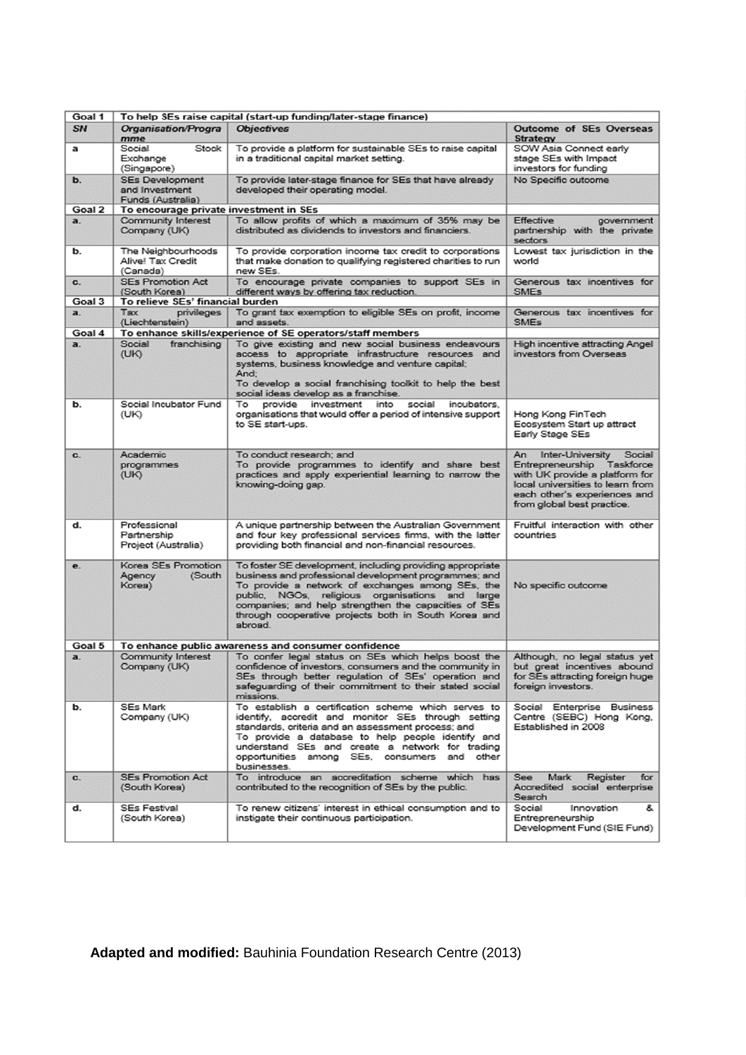| Goal 1 | To help SEs raise capital (start-up funding/later-stage finance) | | |
|---|---|---|---|
| ***SN*** | ***Organisation/Programme*** | ***Objectives*** | **Outcome of SEs Overseas Strategy** |
| **a** | Social Stock Exchange (Singapore) | To provide a platform for sustainable SEs to raise capital in a traditional capital market setting. | SOW Asia Connect early stage SEs with Impact investors for funding |
| **b.** | SEs Development and Investment Funds (Australia) | To provide later-stage finance for SEs that have already developed their operating model. | No Specific outcome |
| **Goal 2** | **To encourage private investment in SEs** | | |
| **a.** | Community Interest Company (UK) | To allow profits of which a maximum of 35% may be distributed as dividends to investors and financiers. | Effective government partnership with the private sectors |
| **b.** | The Neighbourhoods Alive! Tax Credit (Canada) | To provide corporation income tax credit to corporations that make donation to qualifying registered charities to run new SEs. | Lowest tax jurisdiction in the world |
| **c.** | SEs Promotion Act (South Korea) | To encourage private companies to support SEs in different ways by offering tax reduction. | Generous tax incentives for SMEs |
| **Goal 3** | **To relieve SEs' financial burden** | | |
| **a.** | Tax privileges (Liechtenstein) | To grant tax exemption to eligible SEs on profit, income and assets. | Generous tax incentives for SMEs |
| **Goal 4** | **To enhance skills/experience of SE operators/staff members** | | |
| **a.** | Social franchising (UK) | To give existing and new social business endeavours access to appropriate infrastructure resources and systems, business knowledge and venture capital; And; To develop a social franchising toolkit to help the best social ideas develop as a franchise. | High incentive attracting Angel investors from Overseas |
| **b.** | Social Incubator Fund (UK) | To provide investment into social incubators, organisations that would offer a period of intensive support to SE start-ups. | Hong Kong FinTech Ecosystem Start up attract Early Stage SEs |
| **c.** | Academic programmes (UK) | To conduct research; and To provide programmes to identify and share best practices and apply experiential learning to narrow the knowing-doing gap. | An Inter-University Social Entrepreneurship Taskforce with UK provide a platform for local universities to learn from each other's experiences and from global best practice. |
| **d.** | Professional Partnership Project (Australia) | A unique partnership between the Australian Government and four key professional services firms, with the latter providing both financial and non-financial resources. | Fruitful interaction with other countries |
| **e.** | Korea SEs Promotion Agency (South Korea) | To foster SE development, including providing appropriate business and professional development programmes; and To provide a network of exchanges among SEs, the public, NGOs, religious organisations and large companies; and help strengthen the capacities of SEs through cooperative projects both in South Korea and abroad. | No specific outcome |
| **Goal 5** | **To enhance public awareness and consumer confidence** | | |
| **a.** | Community Interest Company (UK) | To confer legal status on SEs which helps boost the confidence of investors, consumers and the community in SEs through better regulation of SEs' operation and safeguarding of their commitment to their stated social missions. | Although, no legal status yet but great incentives abound for SEs attracting foreign huge foreign investors. |
| **b.** | SEs Mark Company (UK) | To establish a certification scheme which serves to identify, accredit and monitor SEs through setting standards, criteria and an assessment process; and To provide a database to help people identify and understand SEs and create a network for trading opportunities among SEs, consumers and other businesses. | Social Enterprise Business Centre (SEBC) Hong Kong, Established in 2008 |
| **c.** | SEs Promotion Act (South Korea) | To introduce an accreditation scheme which has contributed to the recognition of SEs by the public. | See Mark Register for Accredited social enterprise Search |
| **d.** | SEs Festival (South Korea) | To renew citizens' interest in ethical consumption and to instigate their continuous participation. | Social Innovation & Entrepreneurship Development Fund (SIE Fund) |

**Adapted and modified:** Bauhinia Foundation Research Centre (2013)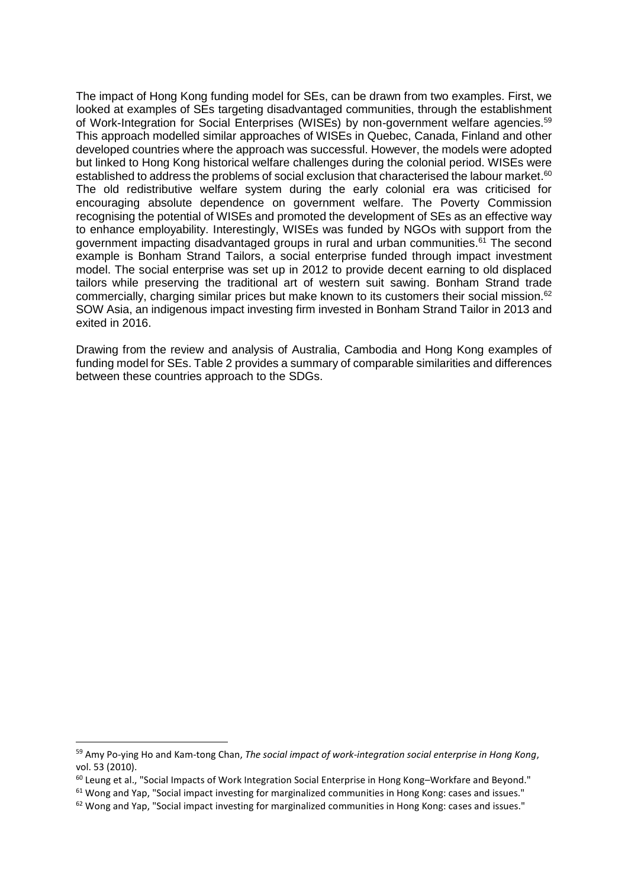The impact of Hong Kong funding model for SEs, can be drawn from two examples. First, we looked at examples of SEs targeting disadvantaged communities, through the establishment of Work-Integration for Social Enterprises (WISEs) by non-government welfare agencies.[59] This approach modelled similar approaches of WISEs in Quebec, Canada, Finland and other developed countries where the approach was successful. However, the models were adopted but linked to Hong Kong historical welfare challenges during the colonial period. WISEs were established to address the problems of social exclusion that characterised the labour market.[60] The old redistributive welfare system during the early colonial era was criticised for encouraging absolute dependence on government welfare. The Poverty Commission recognising the potential of WISEs and promoted the development of SEs as an effective way to enhance employability. Interestingly, WISEs was funded by NGOs with support from the government impacting disadvantaged groups in rural and urban communities.[61] The second example is Bonham Strand Tailors, a social enterprise funded through impact investment model. The social enterprise was set up in 2012 to provide decent earning to old displaced tailors while preserving the traditional art of western suit sawing. Bonham Strand trade commercially, charging similar prices but make known to its customers their social mission.[62] SOW Asia, an indigenous impact investing firm invested in Bonham Strand Tailor in 2013 and exited in 2016.

Drawing from the review and analysis of Australia, Cambodia and Hong Kong examples of funding model for SEs. Table 2 provides a summary of comparable similarities and differences between these countries approach to the SDGs.

---

[59] Amy Po-ying Ho and Kam-tong Chan, *The social impact of work-integration social enterprise in Hong Kong*, vol. 53 (2010).

[60] Leung et al., "Social Impacts of Work Integration Social Enterprise in Hong Kong–Workfare and Beyond."

[61] Wong and Yap, "Social impact investing for marginalized communities in Hong Kong: cases and issues."

[62] Wong and Yap, "Social impact investing for marginalized communities in Hong Kong: cases and issues."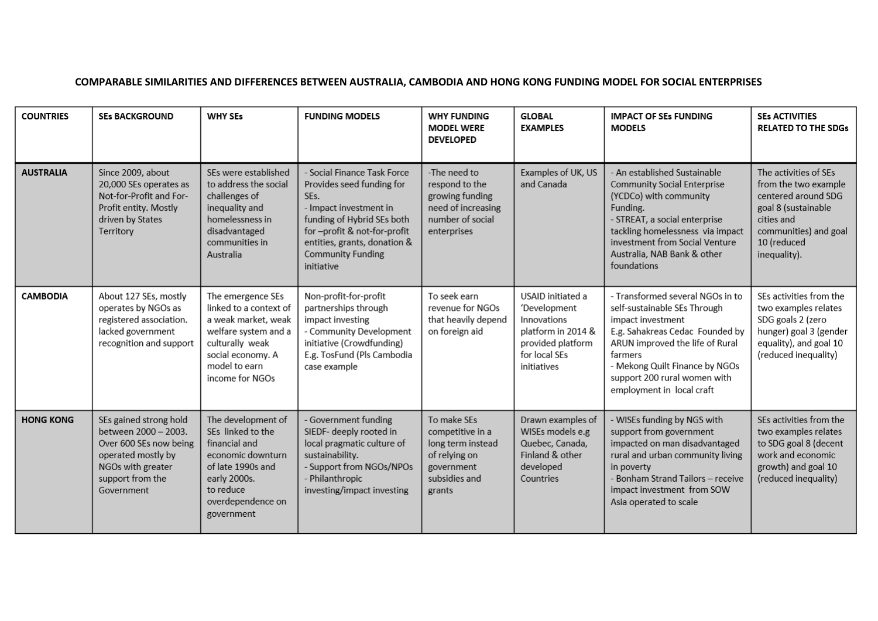**COMPARABLE SIMILARITIES AND DIFFERENCES BETWEEN AUSTRALIA, CAMBODIA AND HONG KONG FUNDING MODEL FOR SOCIAL ENTERPRISES**

| COUNTRIES | SEs BACKGROUND | WHY SEs | FUNDING MODELS | WHY FUNDING MODEL WERE DEVELOPED | GLOBAL EXAMPLES | IMPACT OF SEs FUNDING MODELS | SEs ACTIVITIES RELATED TO THE SDGs |
|---|---|---|---|---|---|---|---|
| **AUSTRALIA** | Since 2009, about 20,000 SEs operates as Not-for-Profit and For-Profit entity. Mostly driven by States Territory | SEs were established to address the social challenges of inequality and homelessness in disadvantaged communities in Australia | - Social Finance Task Force Provides seed funding for SEs.<br>- Impact investment in funding of Hybrid SEs both for –profit & not-for-profit entities, grants, donation & Community Funding initiative | -The need to respond to the growing funding need of increasing number of social enterprises | Examples of UK, US and Canada | - An established Sustainable Community Social Enterprise (YCDCo) with community Funding.<br>- STREAT, a social enterprise tackling homelessness via impact investment from Social Venture Australia, NAB Bank & other foundations | The activities of SEs from the two example centered around SDG goal 8 (sustainable cities and communities) and goal 10 (reduced inequality). |
| **CAMBODIA** | About 127 SEs, mostly operates by NGOs as registered association. lacked government recognition and support | The emergence SEs linked to a context of a weak market, weak welfare system and a culturally weak social economy. A model to earn income for NGOs | Non-profit-for-profit partnerships through impact investing<br>- Community Development initiative (Crowdfunding) E.g. TosFund (Pls Cambodia case example | To seek earn revenue for NGOs that heavily depend on foreign aid | USAID initiated a 'Development Innovations platform in 2014 & provided platform for local SEs initiatives | - Transformed several NGOs in to self-sustainable SEs Through impact investment<br>E.g. Sahakreas Cedac Founded by ARUN improved the life of Rural farmers<br>- Mekong Quilt Finance by NGOs support 200 rural women with employment in local craft | SEs activities from the two examples relates SDG goals 2 (zero hunger) goal 3 (gender equality), and goal 10 (reduced inequality) |
| **HONG KONG** | SEs gained strong hold between 2000 – 2003. Over 600 SEs now being operated mostly by NGOs with greater support from the Government | The development of SEs linked to the financial and economic downturn of late 1990s and early 2000s. to reduce overdependence on government | - Government funding SIEDF- deeply rooted in local pragmatic culture of sustainability.<br>- Support from NGOs/NPOs<br>- Philanthropic investing/impact investing | To make SEs competitive in a long term instead of relying on government subsidies and grants | Drawn examples of WISEs models e.g Quebec, Canada, Finland & other developed Countries | - WISEs funding by NGS with support from government impacted on man disadvantaged rural and urban community living in poverty<br>- Bonham Strand Tailors – receive impact investment from SOW Asia operated to scale | SEs activities from the two examples relates to SDG goal 8 (decent work and economic growth) and goal 10 (reduced inequality) |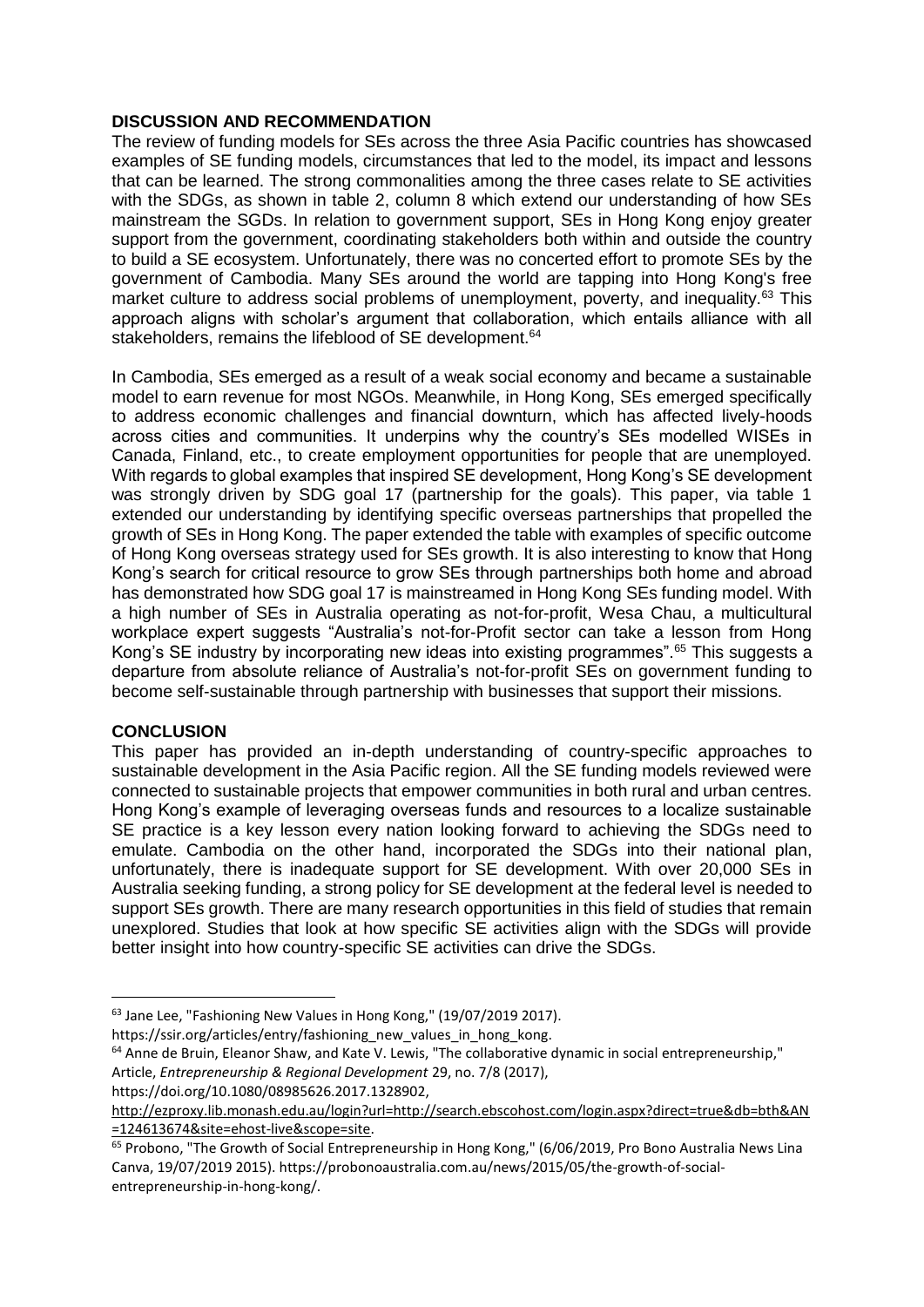## DISCUSSION AND RECOMMENDATION

The review of funding models for SEs across the three Asia Pacific countries has showcased examples of SE funding models, circumstances that led to the model, its impact and lessons that can be learned. The strong commonalities among the three cases relate to SE activities with the SDGs, as shown in table 2, column 8 which extend our understanding of how SEs mainstream the SGDs. In relation to government support, SEs in Hong Kong enjoy greater support from the government, coordinating stakeholders both within and outside the country to build a SE ecosystem. Unfortunately, there was no concerted effort to promote SEs by the government of Cambodia. Many SEs around the world are tapping into Hong Kong's free market culture to address social problems of unemployment, poverty, and inequality.[63] This approach aligns with scholar's argument that collaboration, which entails alliance with all stakeholders, remains the lifeblood of SE development.[64]

In Cambodia, SEs emerged as a result of a weak social economy and became a sustainable model to earn revenue for most NGOs. Meanwhile, in Hong Kong, SEs emerged specifically to address economic challenges and financial downturn, which has affected lively-hoods across cities and communities. It underpins why the country's SEs modelled WISEs in Canada, Finland, etc., to create employment opportunities for people that are unemployed. With regards to global examples that inspired SE development, Hong Kong's SE development was strongly driven by SDG goal 17 (partnership for the goals). This paper, via table 1 extended our understanding by identifying specific overseas partnerships that propelled the growth of SEs in Hong Kong. The paper extended the table with examples of specific outcome of Hong Kong overseas strategy used for SEs growth. It is also interesting to know that Hong Kong's search for critical resource to grow SEs through partnerships both home and abroad has demonstrated how SDG goal 17 is mainstreamed in Hong Kong SEs funding model. With a high number of SEs in Australia operating as not-for-profit, Wesa Chau, a multicultural workplace expert suggests "Australia's not-for-Profit sector can take a lesson from Hong Kong's SE industry by incorporating new ideas into existing programmes".[65] This suggests a departure from absolute reliance of Australia's not-for-profit SEs on government funding to become self-sustainable through partnership with businesses that support their missions.

## CONCLUSION

This paper has provided an in-depth understanding of country-specific approaches to sustainable development in the Asia Pacific region. All the SE funding models reviewed were connected to sustainable projects that empower communities in both rural and urban centres. Hong Kong's example of leveraging overseas funds and resources to a localize sustainable SE practice is a key lesson every nation looking forward to achieving the SDGs need to emulate. Cambodia on the other hand, incorporated the SDGs into their national plan, unfortunately, there is inadequate support for SE development. With over 20,000 SEs in Australia seeking funding, a strong policy for SE development at the federal level is needed to support SEs growth. There are many research opportunities in this field of studies that remain unexplored. Studies that look at how specific SE activities align with the SDGs will provide better insight into how country-specific SE activities can drive the SDGs.

---

[63] Jane Lee, "Fashioning New Values in Hong Kong," (19/07/2019 2017). https://ssir.org/articles/entry/fashioning_new_values_in_hong_kong.

[64] Anne de Bruin, Eleanor Shaw, and Kate V. Lewis, "The collaborative dynamic in social entrepreneurship," Article, *Entrepreneurship & Regional Development* 29, no. 7/8 (2017), https://doi.org/10.1080/08985626.2017.1328902, http://ezproxy.lib.monash.edu.au/login?url=http://search.ebscohost.com/login.aspx?direct=true&db=bth&AN=124613674&site=ehost-live&scope=site.

[65] Probono, "The Growth of Social Entrepreneurship in Hong Kong," (6/06/2019, Pro Bono Australia News Lina Canva, 19/07/2019 2015). https://probonoaustralia.com.au/news/2015/05/the-growth-of-social-entrepreneurship-in-hong-kong/.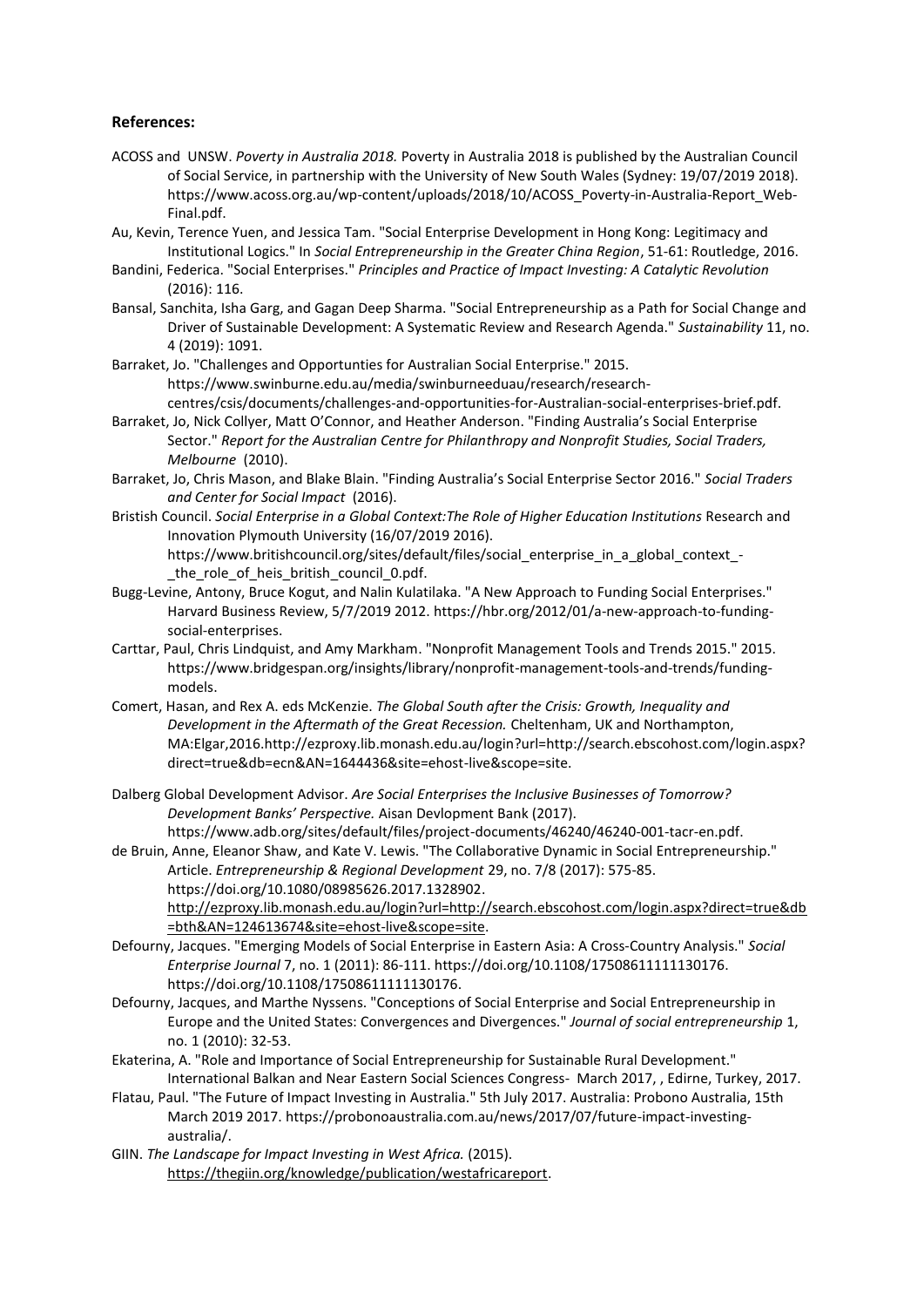**References:**

ACOSS and UNSW. *Poverty in Australia 2018.* Poverty in Australia 2018 is published by the Australian Council of Social Service, in partnership with the University of New South Wales (Sydney: 19/07/2019 2018). https://www.acoss.org.au/wp-content/uploads/2018/10/ACOSS_Poverty-in-Australia-Report_Web-Final.pdf.

Au, Kevin, Terence Yuen, and Jessica Tam. "Social Enterprise Development in Hong Kong: Legitimacy and Institutional Logics." In *Social Entrepreneurship in the Greater China Region*, 51-61: Routledge, 2016.

Bandini, Federica. "Social Enterprises." *Principles and Practice of Impact Investing: A Catalytic Revolution* (2016): 116.

Bansal, Sanchita, Isha Garg, and Gagan Deep Sharma. "Social Entrepreneurship as a Path for Social Change and Driver of Sustainable Development: A Systematic Review and Research Agenda." *Sustainability* 11, no. 4 (2019): 1091.

Barraket, Jo. "Challenges and Opportunties for Australian Social Enterprise." 2015. https://www.swinburne.edu.au/media/swinburneeduau/research/research-centres/csis/documents/challenges-and-opportunities-for-Australian-social-enterprises-brief.pdf.

Barraket, Jo, Nick Collyer, Matt O'Connor, and Heather Anderson. "Finding Australia's Social Enterprise Sector." *Report for the Australian Centre for Philanthropy and Nonprofit Studies, Social Traders, Melbourne* (2010).

Barraket, Jo, Chris Mason, and Blake Blain. "Finding Australia's Social Enterprise Sector 2016." *Social Traders and Center for Social Impact* (2016).

Bristish Council. *Social Enterprise in a Global Context:The Role of Higher Education Institutions* Research and Innovation Plymouth University (16/07/2019 2016). https://www.britishcouncil.org/sites/default/files/social_enterprise_in_a_global_context_-_the_role_of_heis_british_council_0.pdf.

Bugg-Levine, Antony, Bruce Kogut, and Nalin Kulatilaka. "A New Approach to Funding Social Enterprises." Harvard Business Review, 5/7/2019 2012. https://hbr.org/2012/01/a-new-approach-to-funding-social-enterprises.

Carttar, Paul, Chris Lindquist, and Amy Markham. "Nonprofit Management Tools and Trends 2015." 2015. https://www.bridgespan.org/insights/library/nonprofit-management-tools-and-trends/funding-models.

Comert, Hasan, and Rex A. eds McKenzie. *The Global South after the Crisis: Growth, Inequality and Development in the Aftermath of the Great Recession.* Cheltenham, UK and Northampton, MA:Elgar,2016.http://ezproxy.lib.monash.edu.au/login?url=http://search.ebscohost.com/login.aspx?direct=true&db=ecn&AN=1644436&site=ehost-live&scope=site.

Dalberg Global Development Advisor. *Are Social Enterprises the Inclusive Businesses of Tomorrow? Development Banks' Perspective.* Aisan Devlopment Bank (2017). https://www.adb.org/sites/default/files/project-documents/46240/46240-001-tacr-en.pdf.

de Bruin, Anne, Eleanor Shaw, and Kate V. Lewis. "The Collaborative Dynamic in Social Entrepreneurship." Article. *Entrepreneurship & Regional Development* 29, no. 7/8 (2017): 575-85. https://doi.org/10.1080/08985626.2017.1328902. http://ezproxy.lib.monash.edu.au/login?url=http://search.ebscohost.com/login.aspx?direct=true&db=bth&AN=124613674&site=ehost-live&scope=site.

Defourny, Jacques. "Emerging Models of Social Enterprise in Eastern Asia: A Cross-Country Analysis." *Social Enterprise Journal* 7, no. 1 (2011): 86-111. https://doi.org/10.1108/17508611111130176. https://doi.org/10.1108/17508611111130176.

Defourny, Jacques, and Marthe Nyssens. "Conceptions of Social Enterprise and Social Entrepreneurship in Europe and the United States: Convergences and Divergences." *Journal of social entrepreneurship* 1, no. 1 (2010): 32-53.

Ekaterina, A. "Role and Importance of Social Entrepreneurship for Sustainable Rural Development." International Balkan and Near Eastern Social Sciences Congress- March 2017, , Edirne, Turkey, 2017.

Flatau, Paul. "The Future of Impact Investing in Australia." 5th July 2017. Australia: Probono Australia, 15th March 2019 2017. https://probonoaustralia.com.au/news/2017/07/future-impact-investing-australia/.

GIIN. *The Landscape for Impact Investing in West Africa.* (2015). https://thegiin.org/knowledge/publication/westafricareport.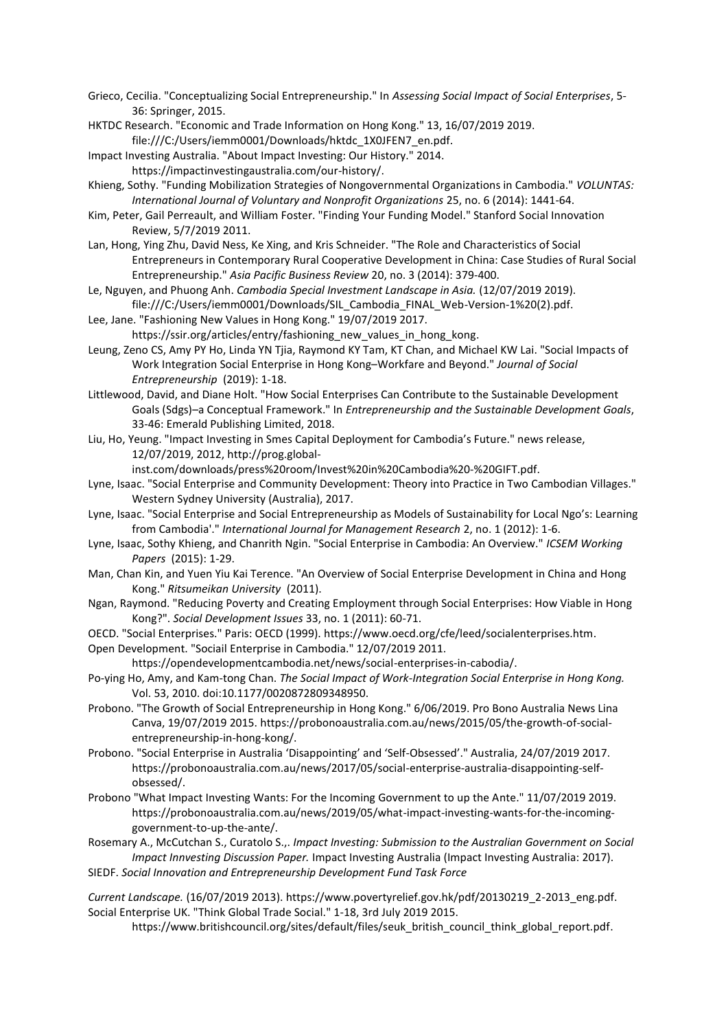Grieco, Cecilia. "Conceptualizing Social Entrepreneurship." In *Assessing Social Impact of Social Enterprises*, 5-36: Springer, 2015.

HKTDC Research. "Economic and Trade Information on Hong Kong." 13, 16/07/2019 2019. file:///C:/Users/iemm0001/Downloads/hktdc_1X0JFEN7_en.pdf.

Impact Investing Australia. "About Impact Investing: Our History." 2014. https://impactinvestingaustralia.com/our-history/.

Khieng, Sothy. "Funding Mobilization Strategies of Nongovernmental Organizations in Cambodia." *VOLUNTAS: International Journal of Voluntary and Nonprofit Organizations* 25, no. 6 (2014): 1441-64.

Kim, Peter, Gail Perreault, and William Foster. "Finding Your Funding Model." Stanford Social Innovation Review, 5/7/2019 2011.

Lan, Hong, Ying Zhu, David Ness, Ke Xing, and Kris Schneider. "The Role and Characteristics of Social Entrepreneurs in Contemporary Rural Cooperative Development in China: Case Studies of Rural Social Entrepreneurship." *Asia Pacific Business Review* 20, no. 3 (2014): 379-400.

Le, Nguyen, and Phuong Anh. *Cambodia Special Investment Landscape in Asia.* (12/07/2019 2019). file:///C:/Users/iemm0001/Downloads/SIL_Cambodia_FINAL_Web-Version-1%20(2).pdf.

Lee, Jane. "Fashioning New Values in Hong Kong." 19/07/2019 2017. https://ssir.org/articles/entry/fashioning_new_values_in_hong_kong.

Leung, Zeno CS, Amy PY Ho, Linda YN Tjia, Raymond KY Tam, KT Chan, and Michael KW Lai. "Social Impacts of Work Integration Social Enterprise in Hong Kong–Workfare and Beyond." *Journal of Social Entrepreneurship* (2019): 1-18.

Littlewood, David, and Diane Holt. "How Social Enterprises Can Contribute to the Sustainable Development Goals (Sdgs)–a Conceptual Framework." In *Entrepreneurship and the Sustainable Development Goals*, 33-46: Emerald Publishing Limited, 2018.

Liu, Ho, Yeung. "Impact Investing in Smes Capital Deployment for Cambodia's Future." news release, 12/07/2019, 2012, http://prog.global-inst.com/downloads/press%20room/Invest%20in%20Cambodia%20-%20GIFT.pdf.

Lyne, Isaac. "Social Enterprise and Community Development: Theory into Practice in Two Cambodian Villages." Western Sydney University (Australia), 2017.

Lyne, Isaac. "Social Enterprise and Social Entrepreneurship as Models of Sustainability for Local Ngo's: Learning from Cambodia'." *International Journal for Management Research* 2, no. 1 (2012): 1-6.

Lyne, Isaac, Sothy Khieng, and Chanrith Ngin. "Social Enterprise in Cambodia: An Overview." *ICSEM Working Papers* (2015): 1-29.

Man, Chan Kin, and Yuen Yiu Kai Terence. "An Overview of Social Enterprise Development in China and Hong Kong." *Ritsumeikan University* (2011).

Ngan, Raymond. "Reducing Poverty and Creating Employment through Social Enterprises: How Viable in Hong Kong?". *Social Development Issues* 33, no. 1 (2011): 60-71.

OECD. "Social Enterprises." Paris: OECD (1999). https://www.oecd.org/cfe/leed/socialenterprises.htm.

Open Development. "Sociail Enterprise in Cambodia." 12/07/2019 2011. https://opendevelopmentcambodia.net/news/social-enterprises-in-cabodia/.

Po-ying Ho, Amy, and Kam-tong Chan. *The Social Impact of Work-Integration Social Enterprise in Hong Kong.* Vol. 53, 2010. doi:10.1177/0020872809348950.

Probono. "The Growth of Social Entrepreneurship in Hong Kong." 6/06/2019. Pro Bono Australia News Lina Canva, 19/07/2019 2015. https://probonoaustralia.com.au/news/2015/05/the-growth-of-social-entrepreneurship-in-hong-kong/.

Probono. "Social Enterprise in Australia 'Disappointing' and 'Self-Obsessed'." Australia, 24/07/2019 2017. https://probonoaustralia.com.au/news/2017/05/social-enterprise-australia-disappointing-self-obsessed/.

Probono "What Impact Investing Wants: For the Incoming Government to up the Ante." 11/07/2019 2019. https://probonoaustralia.com.au/news/2019/05/what-impact-investing-wants-for-the-incoming-government-to-up-the-ante/.

Rosemary A., McCutchan S., Curatolo S.,. *Impact Investing: Submission to the Australian Government on Social Impact Innvesting Discussion Paper.* Impact Investing Australia (Impact Investing Australia: 2017).

SIEDF. *Social Innovation and Entrepreneurship Development Fund Task Force*

*Current Landscape.* (16/07/2019 2013). https://www.povertyrelief.gov.hk/pdf/20130219_2-2013_eng.pdf.

Social Enterprise UK. "Think Global Trade Social." 1-18, 3rd July 2019 2015. https://www.britishcouncil.org/sites/default/files/seuk_british_council_think_global_report.pdf.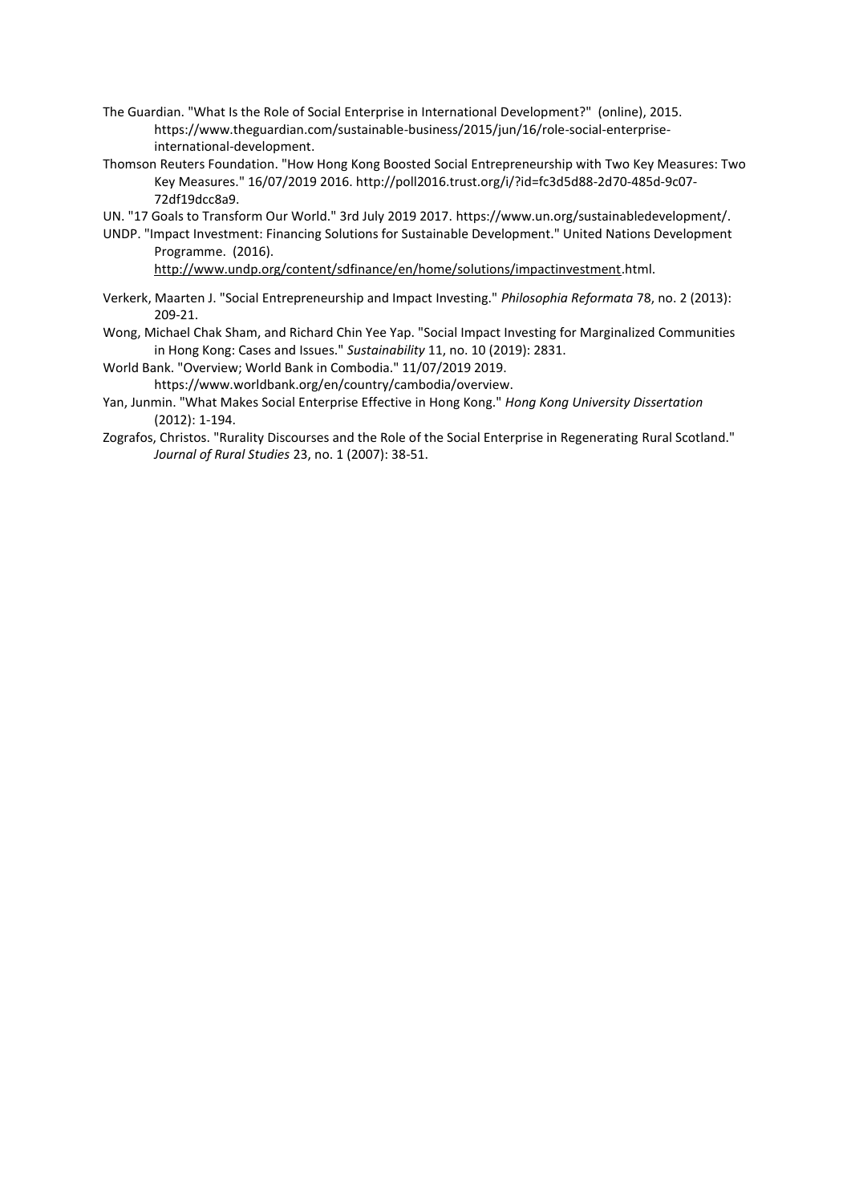The Guardian. "What Is the Role of Social Enterprise in International Development?" (online), 2015. https://www.theguardian.com/sustainable-business/2015/jun/16/role-social-enterprise-international-development.

Thomson Reuters Foundation. "How Hong Kong Boosted Social Entrepreneurship with Two Key Measures: Two Key Measures." 16/07/2019 2016. http://poll2016.trust.org/i/?id=fc3d5d88-2d70-485d-9c07-72df19dcc8a9.

UN. "17 Goals to Transform Our World." 3rd July 2019 2017. https://www.un.org/sustainabledevelopment/.

UNDP. "Impact Investment: Financing Solutions for Sustainable Development." United Nations Development Programme. (2016). http://www.undp.org/content/sdfinance/en/home/solutions/impactinvestment.html.

Verkerk, Maarten J. "Social Entrepreneurship and Impact Investing." *Philosophia Reformata* 78, no. 2 (2013): 209-21.

Wong, Michael Chak Sham, and Richard Chin Yee Yap. "Social Impact Investing for Marginalized Communities in Hong Kong: Cases and Issues." *Sustainability* 11, no. 10 (2019): 2831.

World Bank. "Overview; World Bank in Combodia." 11/07/2019 2019. https://www.worldbank.org/en/country/cambodia/overview.

Yan, Junmin. "What Makes Social Enterprise Effective in Hong Kong." *Hong Kong University Dissertation* (2012): 1-194.

Zografos, Christos. "Rurality Discourses and the Role of the Social Enterprise in Regenerating Rural Scotland." *Journal of Rural Studies* 23, no. 1 (2007): 38-51.